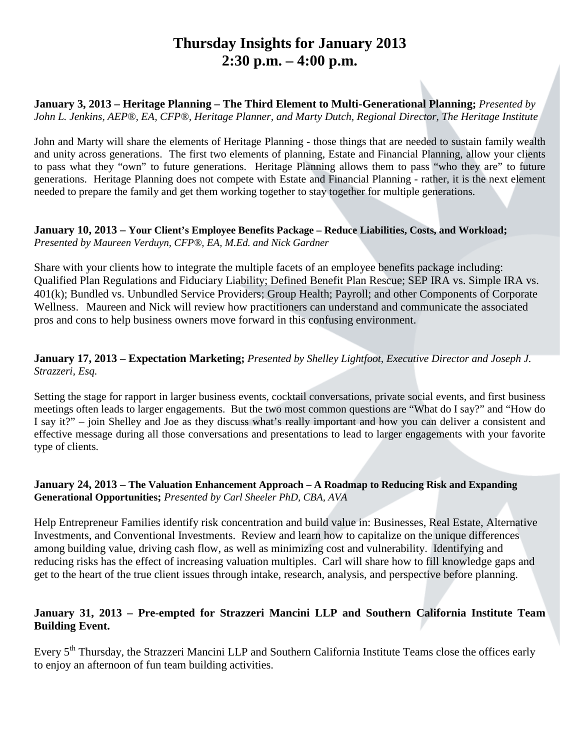# Thursday Insights for January 2013
# 2:30 p.m. – 4:00 p.m.

**January 3, 2013 – Heritage Planning – The Third Element to Multi-Generational Planning;** *Presented by John L. Jenkins, AEP®, EA, CFP®, Heritage Planner, and Marty Dutch, Regional Director, The Heritage Institute*

John and Marty will share the elements of Heritage Planning - those things that are needed to sustain family wealth and unity across generations. The first two elements of planning, Estate and Financial Planning, allow your clients to pass what they "own" to future generations. Heritage Planning allows them to pass "who they are" to future generations. Heritage Planning does not compete with Estate and Financial Planning - rather, it is the next element needed to prepare the family and get them working together to stay together for multiple generations.

**January 10, 2013 – Your Client's Employee Benefits Package – Reduce Liabilities, Costs, and Workload;** *Presented by Maureen Verduyn, CFP®, EA, M.Ed. and Nick Gardner*

Share with your clients how to integrate the multiple facets of an employee benefits package including: Qualified Plan Regulations and Fiduciary Liability; Defined Benefit Plan Rescue; SEP IRA vs. Simple IRA vs. 401(k); Bundled vs. Unbundled Service Providers; Group Health; Payroll; and other Components of Corporate Wellness. Maureen and Nick will review how practitioners can understand and communicate the associated pros and cons to help business owners move forward in this confusing environment.

**January 17, 2013 – Expectation Marketing;** *Presented by Shelley Lightfoot, Executive Director and Joseph J. Strazzeri, Esq.*

Setting the stage for rapport in larger business events, cocktail conversations, private social events, and first business meetings often leads to larger engagements. But the two most common questions are "What do I say?" and "How do I say it?" – join Shelley and Joe as they discuss what's really important and how you can deliver a consistent and effective message during all those conversations and presentations to lead to larger engagements with your favorite type of clients.

**January 24, 2013 – The Valuation Enhancement Approach – A Roadmap to Reducing Risk and Expanding Generational Opportunities;** *Presented by Carl Sheeler PhD, CBA, AVA*

Help Entrepreneur Families identify risk concentration and build value in: Businesses, Real Estate, Alternative Investments, and Conventional Investments. Review and learn how to capitalize on the unique differences among building value, driving cash flow, as well as minimizing cost and vulnerability. Identifying and reducing risks has the effect of increasing valuation multiples. Carl will share how to fill knowledge gaps and get to the heart of the true client issues through intake, research, analysis, and perspective before planning.

**January 31, 2013 – Pre-empted for Strazzeri Mancini LLP and Southern California Institute Team Building Event.**

Every 5th Thursday, the Strazzeri Mancini LLP and Southern California Institute Teams close the offices early to enjoy an afternoon of fun team building activities.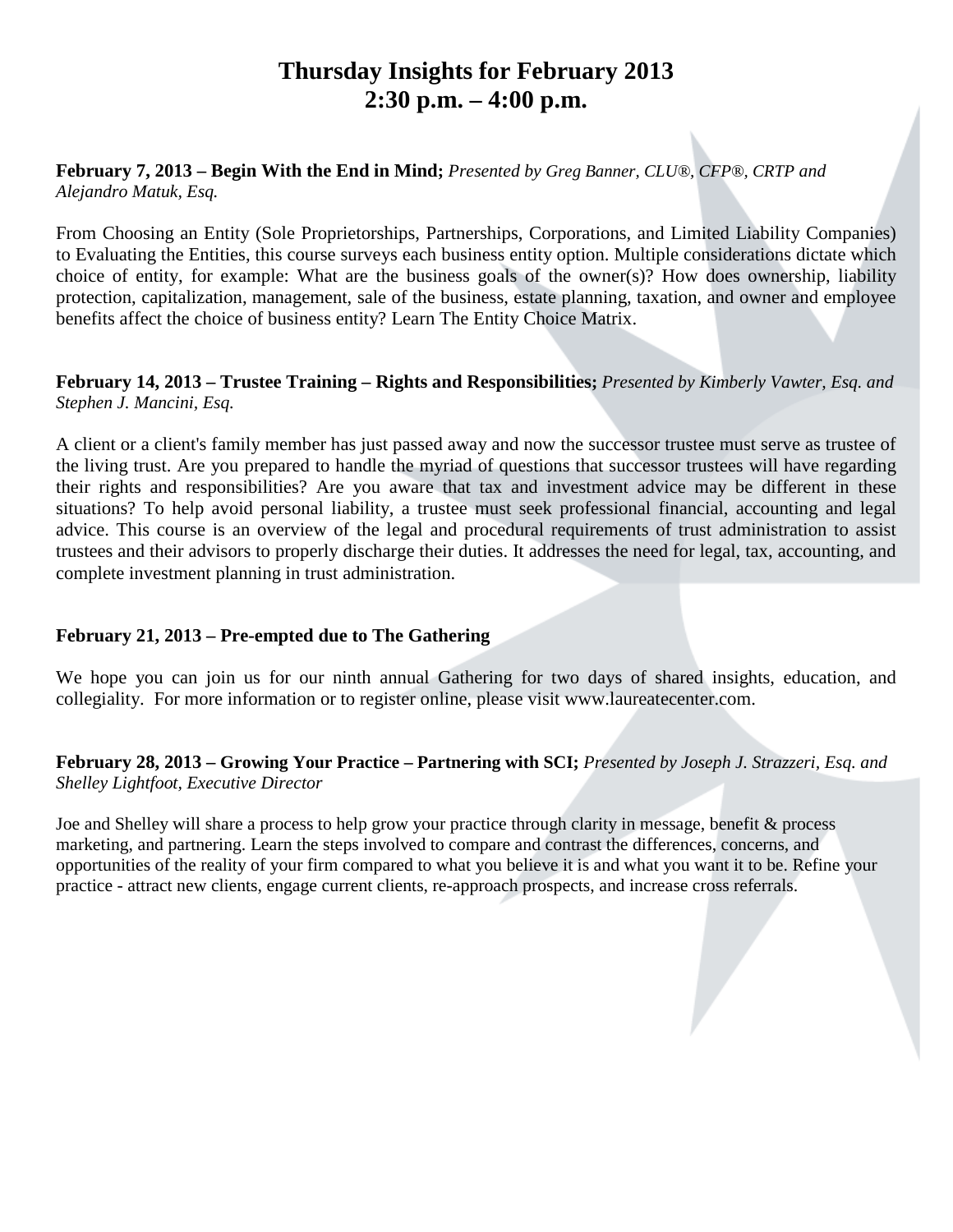# Thursday Insights for February 2013
# 2:30 p.m. – 4:00 p.m.

**February 7, 2013 – Begin With the End in Mind;** *Presented by Greg Banner, CLU®, CFP®, CRTP and Alejandro Matuk, Esq.*

From Choosing an Entity (Sole Proprietorships, Partnerships, Corporations, and Limited Liability Companies) to Evaluating the Entities, this course surveys each business entity option. Multiple considerations dictate which choice of entity, for example: What are the business goals of the owner(s)? How does ownership, liability protection, capitalization, management, sale of the business, estate planning, taxation, and owner and employee benefits affect the choice of business entity? Learn The Entity Choice Matrix.

**February 14, 2013 – Trustee Training – Rights and Responsibilities;** *Presented by Kimberly Vawter, Esq. and Stephen J. Mancini, Esq.*

A client or a client's family member has just passed away and now the successor trustee must serve as trustee of the living trust. Are you prepared to handle the myriad of questions that successor trustees will have regarding their rights and responsibilities? Are you aware that tax and investment advice may be different in these situations? To help avoid personal liability, a trustee must seek professional financial, accounting and legal advice. This course is an overview of the legal and procedural requirements of trust administration to assist trustees and their advisors to properly discharge their duties. It addresses the need for legal, tax, accounting, and complete investment planning in trust administration.

**February 21, 2013 – Pre-empted due to The Gathering**

We hope you can join us for our ninth annual Gathering for two days of shared insights, education, and collegiality. For more information or to register online, please visit www.laureatecenter.com.

**February 28, 2013 – Growing Your Practice – Partnering with SCI;** *Presented by Joseph J. Strazzeri, Esq. and Shelley Lightfoot, Executive Director*

Joe and Shelley will share a process to help grow your practice through clarity in message, benefit & process marketing, and partnering. Learn the steps involved to compare and contrast the differences, concerns, and opportunities of the reality of your firm compared to what you believe it is and what you want it to be. Refine your practice - attract new clients, engage current clients, re-approach prospects, and increase cross referrals.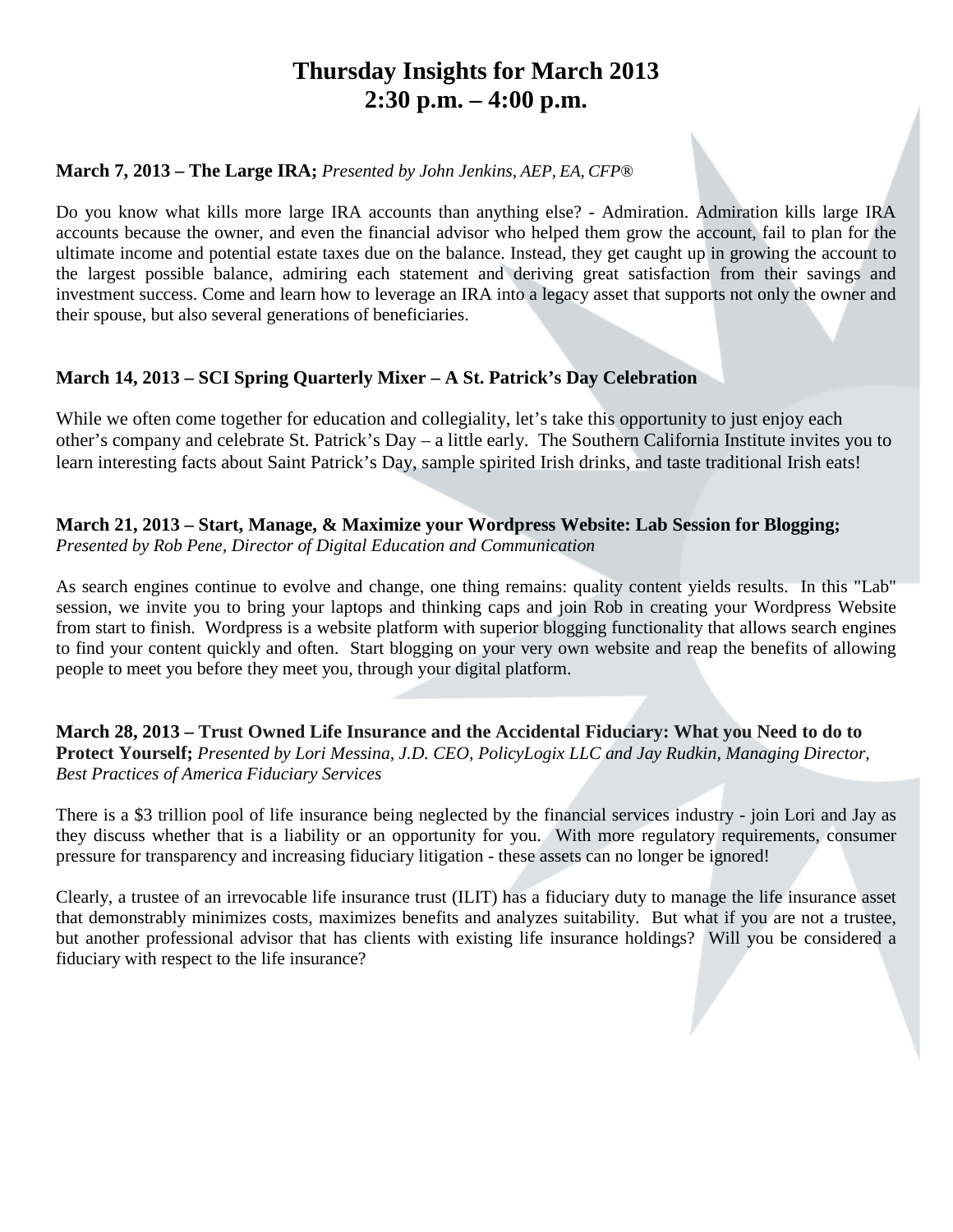# Thursday Insights for March 2013
# 2:30 p.m. – 4:00 p.m.

**March 7, 2013 – The Large IRA;** *Presented by John Jenkins, AEP, EA, CFP®*

Do you know what kills more large IRA accounts than anything else? - Admiration. Admiration kills large IRA accounts because the owner, and even the financial advisor who helped them grow the account, fail to plan for the ultimate income and potential estate taxes due on the balance. Instead, they get caught up in growing the account to the largest possible balance, admiring each statement and deriving great satisfaction from their savings and investment success. Come and learn how to leverage an IRA into a legacy asset that supports not only the owner and their spouse, but also several generations of beneficiaries.

**March 14, 2013 – SCI Spring Quarterly Mixer – A St. Patrick's Day Celebration**

While we often come together for education and collegiality, let's take this opportunity to just enjoy each other's company and celebrate St. Patrick's Day – a little early. The Southern California Institute invites you to learn interesting facts about Saint Patrick's Day, sample spirited Irish drinks, and taste traditional Irish eats!

**March 21, 2013 – Start, Manage, & Maximize your Wordpress Website: Lab Session for Blogging;** *Presented by Rob Pene, Director of Digital Education and Communication*

As search engines continue to evolve and change, one thing remains: quality content yields results. In this "Lab" session, we invite you to bring your laptops and thinking caps and join Rob in creating your Wordpress Website from start to finish. Wordpress is a website platform with superior blogging functionality that allows search engines to find your content quickly and often. Start blogging on your very own website and reap the benefits of allowing people to meet you before they meet you, through your digital platform.

**March 28, 2013 – Trust Owned Life Insurance and the Accidental Fiduciary: What you Need to do to Protect Yourself;** *Presented by Lori Messina, J.D. CEO, PolicyLogix LLC and Jay Rudkin, Managing Director, Best Practices of America Fiduciary Services*

There is a $3 trillion pool of life insurance being neglected by the financial services industry - join Lori and Jay as they discuss whether that is a liability or an opportunity for you. With more regulatory requirements, consumer pressure for transparency and increasing fiduciary litigation - these assets can no longer be ignored!

Clearly, a trustee of an irrevocable life insurance trust (ILIT) has a fiduciary duty to manage the life insurance asset that demonstrably minimizes costs, maximizes benefits and analyzes suitability. But what if you are not a trustee, but another professional advisor that has clients with existing life insurance holdings? Will you be considered a fiduciary with respect to the life insurance?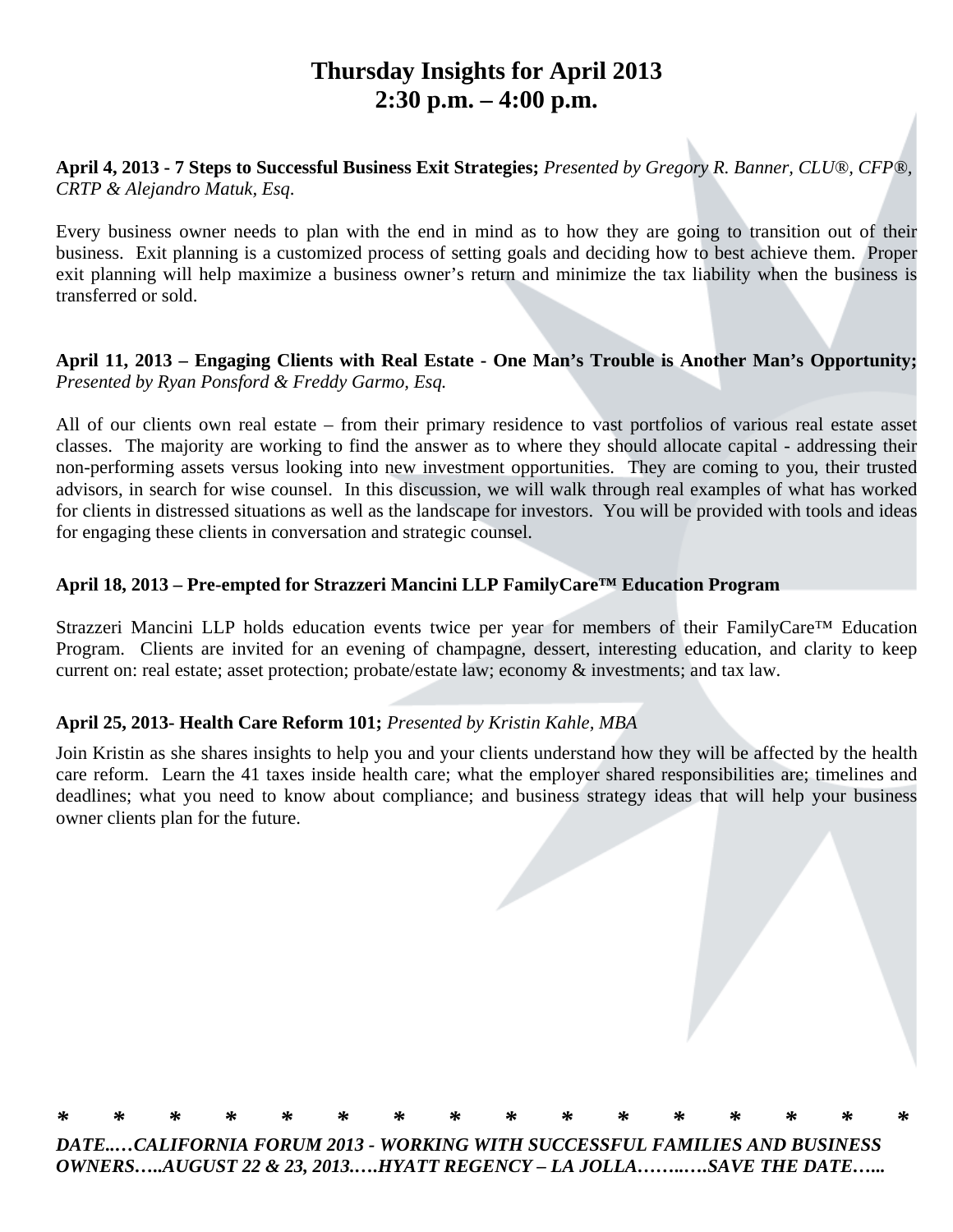# Thursday Insights for April 2013
# 2:30 p.m. – 4:00 p.m.

**April 4, 2013 - 7 Steps to Successful Business Exit Strategies;** *Presented by Gregory R. Banner, CLU®, CFP®, CRTP & Alejandro Matuk, Esq.*

Every business owner needs to plan with the end in mind as to how they are going to transition out of their business. Exit planning is a customized process of setting goals and deciding how to best achieve them. Proper exit planning will help maximize a business owner's return and minimize the tax liability when the business is transferred or sold.

**April 11, 2013 – Engaging Clients with Real Estate - One Man's Trouble is Another Man's Opportunity;** *Presented by Ryan Ponsford & Freddy Garmo, Esq.*

All of our clients own real estate – from their primary residence to vast portfolios of various real estate asset classes. The majority are working to find the answer as to where they should allocate capital - addressing their non-performing assets versus looking into new investment opportunities. They are coming to you, their trusted advisors, in search for wise counsel. In this discussion, we will walk through real examples of what has worked for clients in distressed situations as well as the landscape for investors. You will be provided with tools and ideas for engaging these clients in conversation and strategic counsel.

**April 18, 2013 – Pre-empted for Strazzeri Mancini LLP FamilyCare™ Education Program**

Strazzeri Mancini LLP holds education events twice per year for members of their FamilyCare™ Education Program. Clients are invited for an evening of champagne, dessert, interesting education, and clarity to keep current on: real estate; asset protection; probate/estate law; economy & investments; and tax law.

**April 25, 2013- Health Care Reform 101;** *Presented by Kristin Kahle, MBA*

Join Kristin as she shares insights to help you and your clients understand how they will be affected by the health care reform. Learn the 41 taxes inside health care; what the employer shared responsibilities are; timelines and deadlines; what you need to know about compliance; and business strategy ideas that will help your business owner clients plan for the future.

\* \* \* \* \* \* \* \* \* \* \* \* \* \* \* \*

***DATE..…CALIFORNIA FORUM 2013 - WORKING WITH SUCCESSFUL FAMILIES AND BUSINESS OWNERS…..AUGUST 22 & 23, 2013.….HYATT REGENCY – LA JOLLA……..….SAVE THE DATE…...***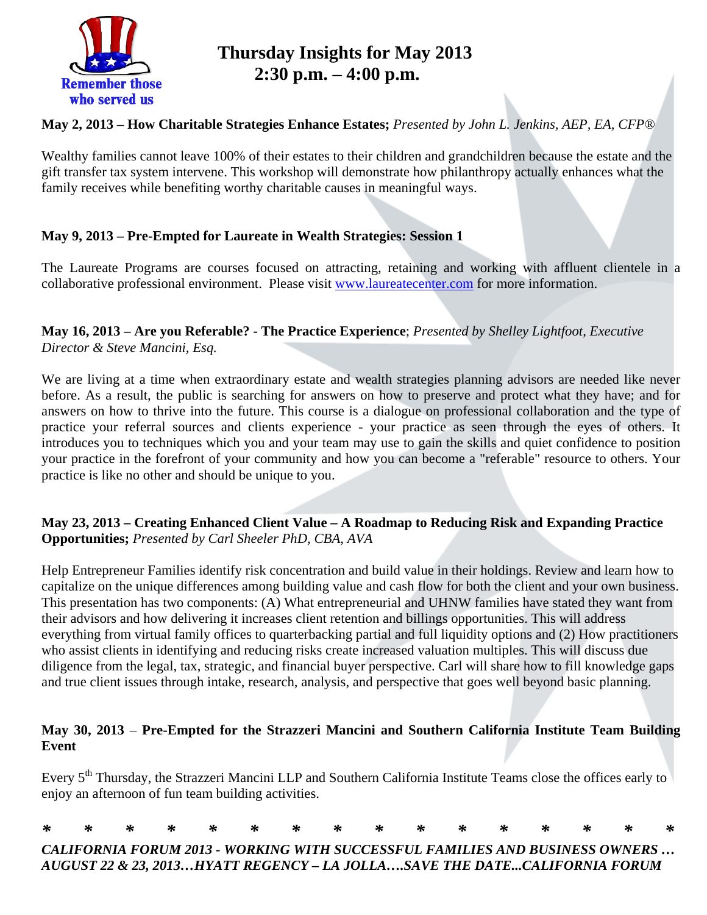Remember those who served us

# Thursday Insights for May 2013
## 2:30 p.m. – 4:00 p.m.

**May 2, 2013 – How Charitable Strategies Enhance Estates;** *Presented by John L. Jenkins, AEP, EA, CFP®*

Wealthy families cannot leave 100% of their estates to their children and grandchildren because the estate and the gift transfer tax system intervene. This workshop will demonstrate how philanthropy actually enhances what the family receives while benefiting worthy charitable causes in meaningful ways.

**May 9, 2013 – Pre-Empted for Laureate in Wealth Strategies: Session 1**

The Laureate Programs are courses focused on attracting, retaining and working with affluent clientele in a collaborative professional environment. Please visit www.laureatecenter.com for more information.

**May 16, 2013 – Are you Referable? - The Practice Experience**; *Presented by Shelley Lightfoot, Executive Director & Steve Mancini, Esq.*

We are living at a time when extraordinary estate and wealth strategies planning advisors are needed like never before. As a result, the public is searching for answers on how to preserve and protect what they have; and for answers on how to thrive into the future. This course is a dialogue on professional collaboration and the type of practice your referral sources and clients experience - your practice as seen through the eyes of others. It introduces you to techniques which you and your team may use to gain the skills and quiet confidence to position your practice in the forefront of your community and how you can become a "referable" resource to others. Your practice is like no other and should be unique to you.

**May 23, 2013 – Creating Enhanced Client Value – A Roadmap to Reducing Risk and Expanding Practice Opportunities;** *Presented by Carl Sheeler PhD, CBA, AVA*

Help Entrepreneur Families identify risk concentration and build value in their holdings. Review and learn how to capitalize on the unique differences among building value and cash flow for both the client and your own business. This presentation has two components: (A) What entrepreneurial and UHNW families have stated they want from their advisors and how delivering it increases client retention and billings opportunities. This will address everything from virtual family offices to quarterbacking partial and full liquidity options and (2) How practitioners who assist clients in identifying and reducing risks create increased valuation multiples. This will discuss due diligence from the legal, tax, strategic, and financial buyer perspective. Carl will share how to fill knowledge gaps and true client issues through intake, research, analysis, and perspective that goes well beyond basic planning.

**May 30, 2013 – Pre-Empted for the Strazzeri Mancini and Southern California Institute Team Building Event**

Every 5th Thursday, the Strazzeri Mancini LLP and Southern California Institute Teams close the offices early to enjoy an afternoon of fun team building activities.

*  *  *  *  *  *  *  *  *  *  *  *  *  *  *  *

***CALIFORNIA FORUM 2013 - WORKING WITH SUCCESSFUL FAMILIES AND BUSINESS OWNERS … AUGUST 22 & 23, 2013…HYATT REGENCY – LA JOLLA….SAVE THE DATE...CALIFORNIA FORUM***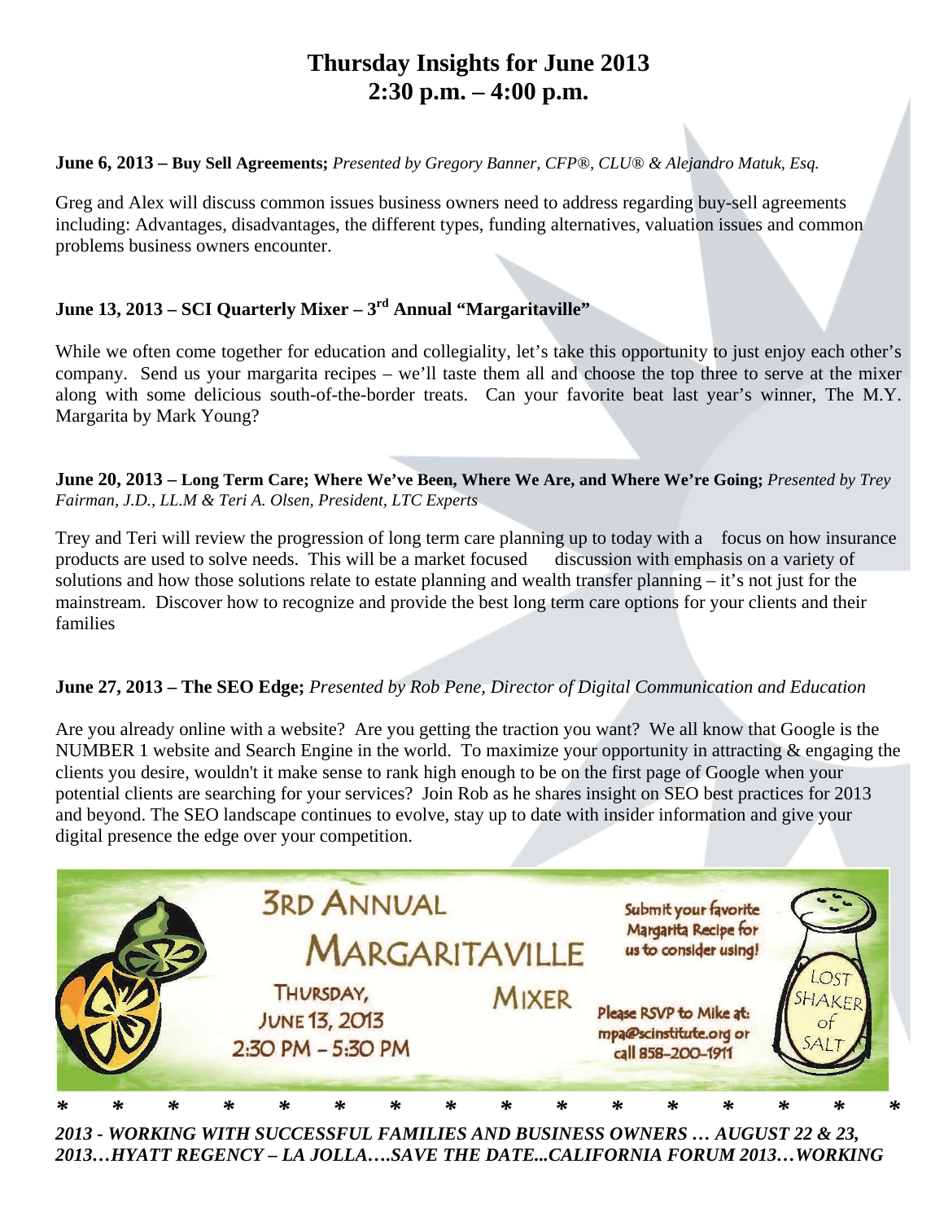# Thursday Insights for June 2013
## 2:30 p.m. – 4:00 p.m.

**June 6, 2013 – Buy Sell Agreements;** *Presented by Gregory Banner, CFP®, CLU® & Alejandro Matuk, Esq.*

Greg and Alex will discuss common issues business owners need to address regarding buy-sell agreements including: Advantages, disadvantages, the different types, funding alternatives, valuation issues and common problems business owners encounter.

**June 13, 2013 – SCI Quarterly Mixer – 3rd Annual "Margaritaville"**

While we often come together for education and collegiality, let's take this opportunity to just enjoy each other's company. Send us your margarita recipes – we'll taste them all and choose the top three to serve at the mixer along with some delicious south-of-the-border treats. Can your favorite beat last year's winner, The M.Y. Margarita by Mark Young?

**June 20, 2013 – Long Term Care; Where We've Been, Where We Are, and Where We're Going;** *Presented by Trey Fairman, J.D., LL.M & Teri A. Olsen, President, LTC Experts*

Trey and Teri will review the progression of long term care planning up to today with a focus on how insurance products are used to solve needs. This will be a market focused discussion with emphasis on a variety of solutions and how those solutions relate to estate planning and wealth transfer planning – it's not just for the mainstream. Discover how to recognize and provide the best long term care options for your clients and their families

**June 27, 2013 – The SEO Edge;** *Presented by Rob Pene, Director of Digital Communication and Education*

Are you already online with a website? Are you getting the traction you want? We all know that Google is the NUMBER 1 website and Search Engine in the world. To maximize your opportunity in attracting & engaging the clients you desire, wouldn't it make sense to rank high enough to be on the first page of Google when your potential clients are searching for your services? Join Rob as he shares insight on SEO best practices for 2013 and beyond. The SEO landscape continues to evolve, stay up to date with insider information and give your digital presence the edge over your competition.

3RD ANNUAL MARGARITAVILLE MIXER

THURSDAY, JUNE 13, 2013
2:30 PM – 5:30 PM

Submit your favorite Margarita Recipe for us to consider using!

Please RSVP to Mike at: mpa@scinstitute.org or call 858-200-1911

LOST SHAKER of SALT

\* \* \* \* \* \* \* \* \* \* \* \* \* \* \* \*

***2013 - WORKING WITH SUCCESSFUL FAMILIES AND BUSINESS OWNERS … AUGUST 22 & 23, 2013…HYATT REGENCY – LA JOLLA….SAVE THE DATE...CALIFORNIA FORUM 2013…WORKING***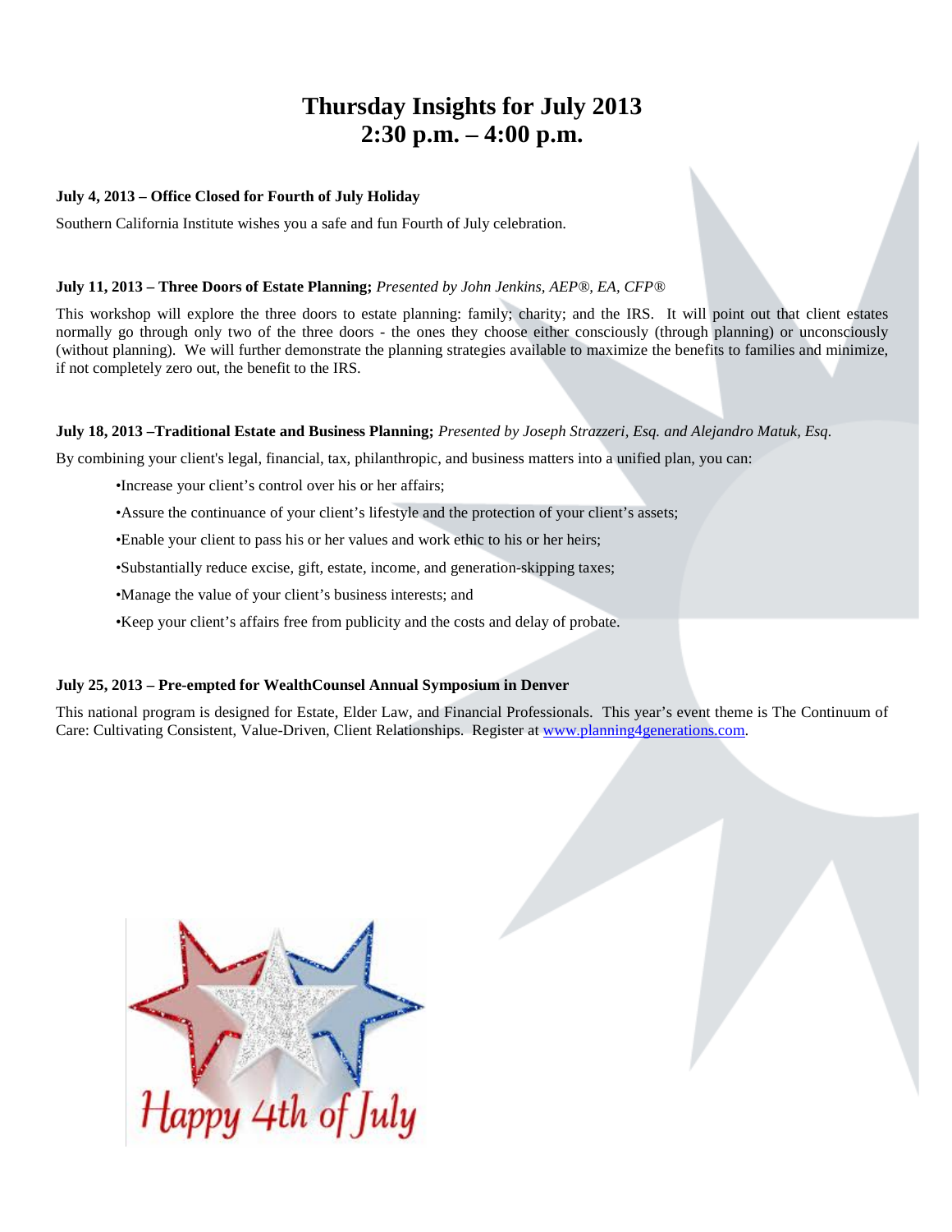# Thursday Insights for July 2013
# 2:30 p.m. – 4:00 p.m.

**July 4, 2013 – Office Closed for Fourth of July Holiday**

Southern California Institute wishes you a safe and fun Fourth of July celebration.

**July 11, 2013 – Three Doors of Estate Planning;** *Presented by John Jenkins, AEP®, EA, CFP®*

This workshop will explore the three doors to estate planning: family; charity; and the IRS. It will point out that client estates normally go through only two of the three doors - the ones they choose either consciously (through planning) or unconsciously (without planning). We will further demonstrate the planning strategies available to maximize the benefits to families and minimize, if not completely zero out, the benefit to the IRS.

**July 18, 2013 –Traditional Estate and Business Planning;** *Presented by Joseph Strazzeri, Esq. and Alejandro Matuk, Esq.*

By combining your client's legal, financial, tax, philanthropic, and business matters into a unified plan, you can:

- Increase your client's control over his or her affairs;
- Assure the continuance of your client's lifestyle and the protection of your client's assets;
- Enable your client to pass his or her values and work ethic to his or her heirs;
- Substantially reduce excise, gift, estate, income, and generation-skipping taxes;
- Manage the value of your client's business interests; and
- Keep your client's affairs free from publicity and the costs and delay of probate.

**July 25, 2013 – Pre-empted for WealthCounsel Annual Symposium in Denver**

This national program is designed for Estate, Elder Law, and Financial Professionals. This year's event theme is The Continuum of Care: Cultivating Consistent, Value-Driven, Client Relationships. Register at www.planning4generations.com.

Happy 4th of July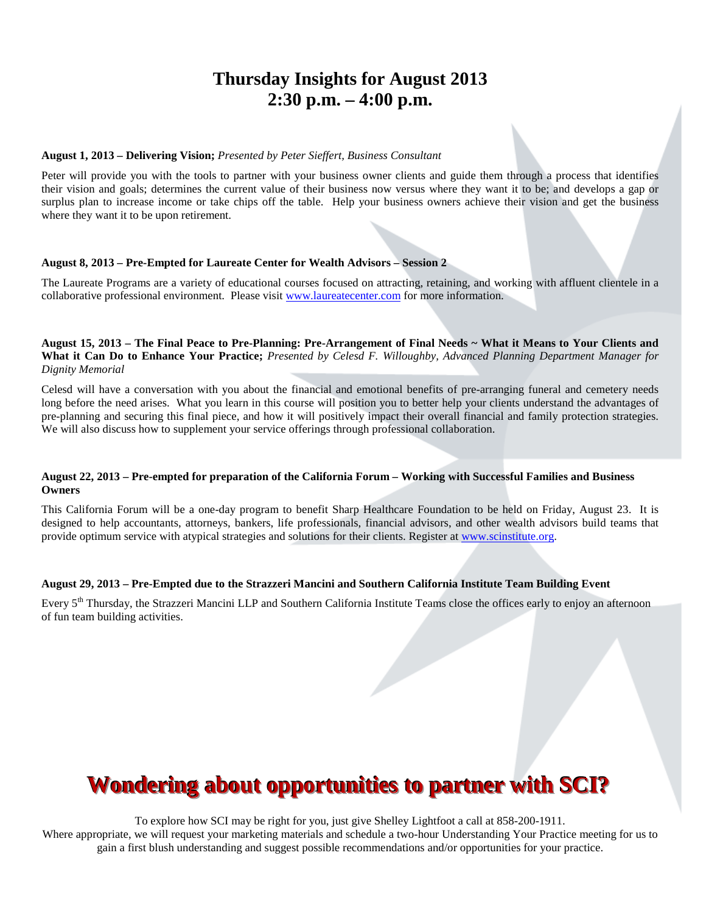# Thursday Insights for August 2013
# 2:30 p.m. – 4:00 p.m.

**August 1, 2013 – Delivering Vision;** *Presented by Peter Sieffert, Business Consultant*

Peter will provide you with the tools to partner with your business owner clients and guide them through a process that identifies their vision and goals; determines the current value of their business now versus where they want it to be; and develops a gap or surplus plan to increase income or take chips off the table. Help your business owners achieve their vision and get the business where they want it to be upon retirement.

**August 8, 2013 – Pre-Empted for Laureate Center for Wealth Advisors – Session 2**

The Laureate Programs are a variety of educational courses focused on attracting, retaining, and working with affluent clientele in a collaborative professional environment. Please visit www.laureatecenter.com for more information.

**August 15, 2013 – The Final Peace to Pre-Planning: Pre-Arrangement of Final Needs ~ What it Means to Your Clients and What it Can Do to Enhance Your Practice;** *Presented by Celesd F. Willoughby, Advanced Planning Department Manager for Dignity Memorial*

Celesd will have a conversation with you about the financial and emotional benefits of pre-arranging funeral and cemetery needs long before the need arises. What you learn in this course will position you to better help your clients understand the advantages of pre-planning and securing this final piece, and how it will positively impact their overall financial and family protection strategies. We will also discuss how to supplement your service offerings through professional collaboration.

**August 22, 2013 – Pre-empted for preparation of the California Forum – Working with Successful Families and Business Owners**

This California Forum will be a one-day program to benefit Sharp Healthcare Foundation to be held on Friday, August 23. It is designed to help accountants, attorneys, bankers, life professionals, financial advisors, and other wealth advisors build teams that provide optimum service with atypical strategies and solutions for their clients. Register at www.scinstitute.org.

**August 29, 2013 – Pre-Empted due to the Strazzeri Mancini and Southern California Institute Team Building Event**

Every 5th Thursday, the Strazzeri Mancini LLP and Southern California Institute Teams close the offices early to enjoy an afternoon of fun team building activities.

# Wondering about opportunities to partner with SCI?

To explore how SCI may be right for you, just give Shelley Lightfoot a call at 858-200-1911.
Where appropriate, we will request your marketing materials and schedule a two-hour Understanding Your Practice meeting for us to gain a first blush understanding and suggest possible recommendations and/or opportunities for your practice.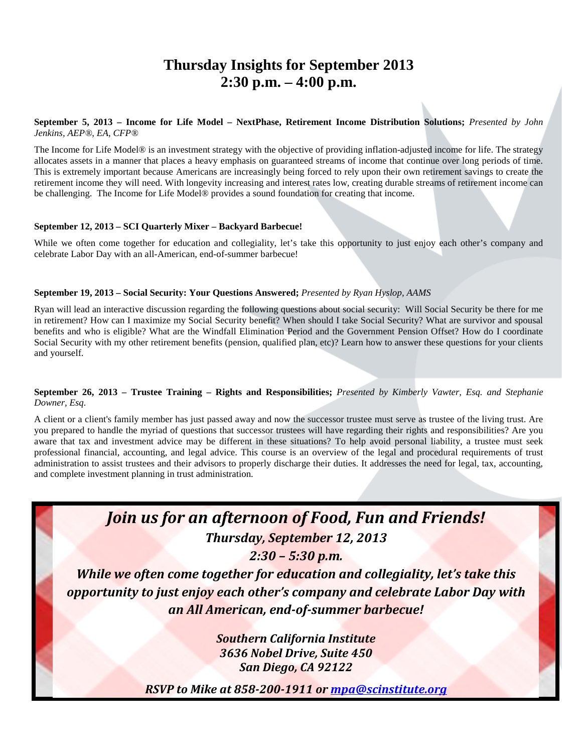# Thursday Insights for September 2013
# 2:30 p.m. – 4:00 p.m.

**September 5, 2013 – Income for Life Model – NextPhase, Retirement Income Distribution Solutions;** *Presented by John Jenkins, AEP®, EA, CFP®*

The Income for Life Model® is an investment strategy with the objective of providing inflation-adjusted income for life. The strategy allocates assets in a manner that places a heavy emphasis on guaranteed streams of income that continue over long periods of time. This is extremely important because Americans are increasingly being forced to rely upon their own retirement savings to create the retirement income they will need. With longevity increasing and interest rates low, creating durable streams of retirement income can be challenging. The Income for Life Model® provides a sound foundation for creating that income.

**September 12, 2013 – SCI Quarterly Mixer – Backyard Barbecue!**

While we often come together for education and collegiality, let's take this opportunity to just enjoy each other's company and celebrate Labor Day with an all-American, end-of-summer barbecue!

**September 19, 2013 – Social Security: Your Questions Answered;** *Presented by Ryan Hyslop, AAMS*

Ryan will lead an interactive discussion regarding the following questions about social security: Will Social Security be there for me in retirement? How can I maximize my Social Security benefit? When should I take Social Security? What are survivor and spousal benefits and who is eligible? What are the Windfall Elimination Period and the Government Pension Offset? How do I coordinate Social Security with my other retirement benefits (pension, qualified plan, etc)? Learn how to answer these questions for your clients and yourself.

**September 26, 2013 – Trustee Training – Rights and Responsibilities;** *Presented by Kimberly Vawter, Esq. and Stephanie Downer, Esq.*

A client or a client's family member has just passed away and now the successor trustee must serve as trustee of the living trust. Are you prepared to handle the myriad of questions that successor trustees will have regarding their rights and responsibilities? Are you aware that tax and investment advice may be different in these situations? To help avoid personal liability, a trustee must seek professional financial, accounting, and legal advice. This course is an overview of the legal and procedural requirements of trust administration to assist trustees and their advisors to properly discharge their duties. It addresses the need for legal, tax, accounting, and complete investment planning in trust administration.

## *Join us for an afternoon of Food, Fun and Friends!*

***Thursday, September 12, 2013***

***2:30 – 5:30 p.m.***

***While we often come together for education and collegiality, let's take this opportunity to just enjoy each other's company and celebrate Labor Day with an All American, end-of-summer barbecue!***

***Southern California Institute***
***3636 Nobel Drive, Suite 450***
***San Diego, CA 92122***

***RSVP to Mike at 858-200-1911 or mpa@scinstitute.org***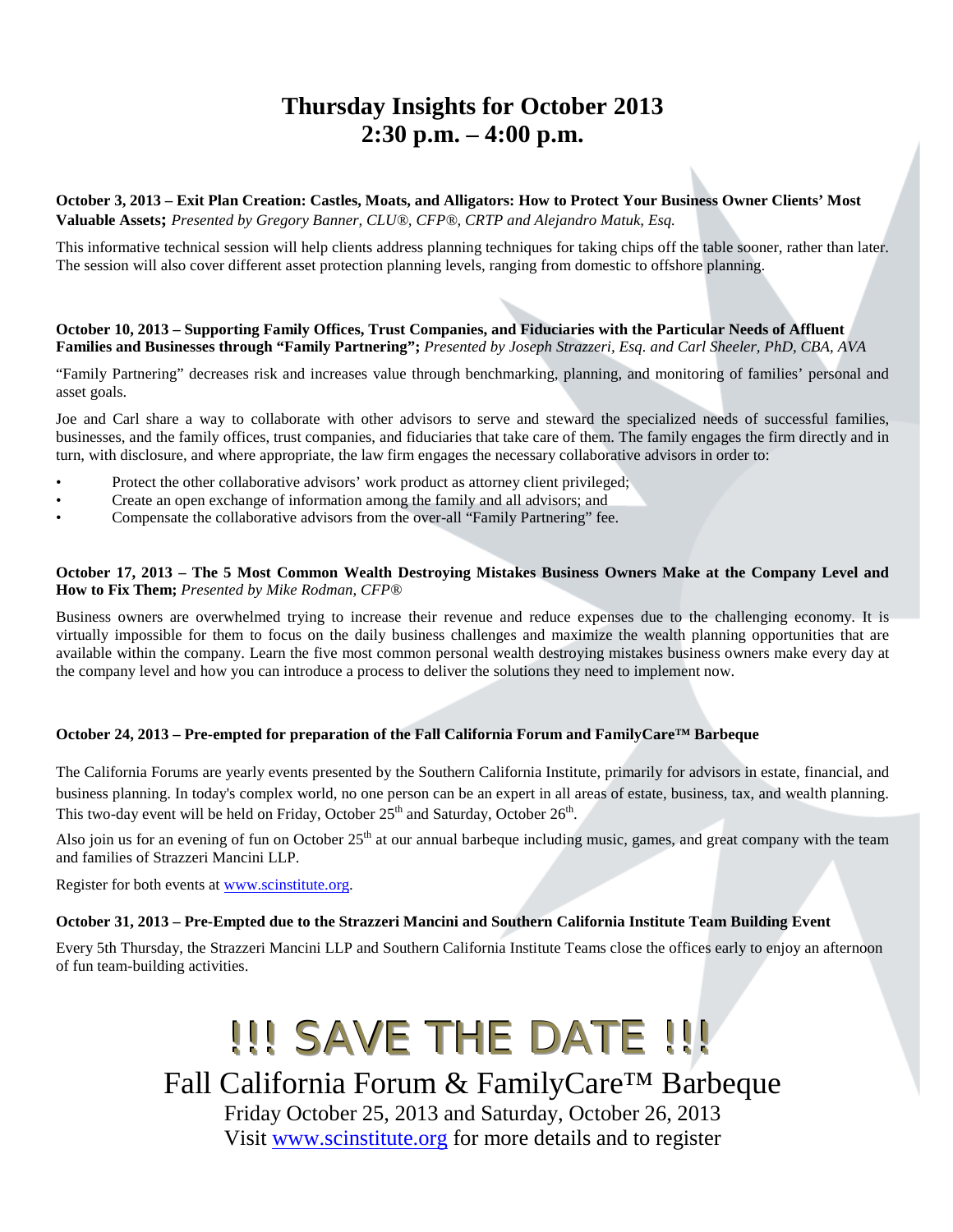# Thursday Insights for October 2013
## 2:30 p.m. – 4:00 p.m.

**October 3, 2013 – Exit Plan Creation: Castles, Moats, and Alligators: How to Protect Your Business Owner Clients' Most Valuable Assets;** *Presented by Gregory Banner, CLU®, CFP®, CRTP and Alejandro Matuk, Esq.*

This informative technical session will help clients address planning techniques for taking chips off the table sooner, rather than later. The session will also cover different asset protection planning levels, ranging from domestic to offshore planning.

**October 10, 2013 – Supporting Family Offices, Trust Companies, and Fiduciaries with the Particular Needs of Affluent Families and Businesses through "Family Partnering";** *Presented by Joseph Strazzeri, Esq. and Carl Sheeler, PhD, CBA, AVA*

"Family Partnering" decreases risk and increases value through benchmarking, planning, and monitoring of families' personal and asset goals.

Joe and Carl share a way to collaborate with other advisors to serve and steward the specialized needs of successful families, businesses, and the family offices, trust companies, and fiduciaries that take care of them. The family engages the firm directly and in turn, with disclosure, and where appropriate, the law firm engages the necessary collaborative advisors in order to:

- Protect the other collaborative advisors' work product as attorney client privileged;
- Create an open exchange of information among the family and all advisors; and
- Compensate the collaborative advisors from the over-all "Family Partnering" fee.

**October 17, 2013 – The 5 Most Common Wealth Destroying Mistakes Business Owners Make at the Company Level and How to Fix Them;** *Presented by Mike Rodman, CFP®*

Business owners are overwhelmed trying to increase their revenue and reduce expenses due to the challenging economy. It is virtually impossible for them to focus on the daily business challenges and maximize the wealth planning opportunities that are available within the company. Learn the five most common personal wealth destroying mistakes business owners make every day at the company level and how you can introduce a process to deliver the solutions they need to implement now.

**October 24, 2013 – Pre-empted for preparation of the Fall California Forum and FamilyCare™ Barbeque**

The California Forums are yearly events presented by the Southern California Institute, primarily for advisors in estate, financial, and business planning. In today's complex world, no one person can be an expert in all areas of estate, business, tax, and wealth planning. This two-day event will be held on Friday, October 25th and Saturday, October 26th.

Also join us for an evening of fun on October 25th at our annual barbeque including music, games, and great company with the team and families of Strazzeri Mancini LLP.

Register for both events at [www.scinstitute.org](http://www.scinstitute.org).

**October 31, 2013 – Pre-Empted due to the Strazzeri Mancini and Southern California Institute Team Building Event**

Every 5th Thursday, the Strazzeri Mancini LLP and Southern California Institute Teams close the offices early to enjoy an afternoon of fun team-building activities.

# !!! SAVE THE DATE !!!

## Fall California Forum & FamilyCare™ Barbeque

Friday October 25, 2013 and Saturday, October 26, 2013

Visit [www.scinstitute.org](http://www.scinstitute.org) for more details and to register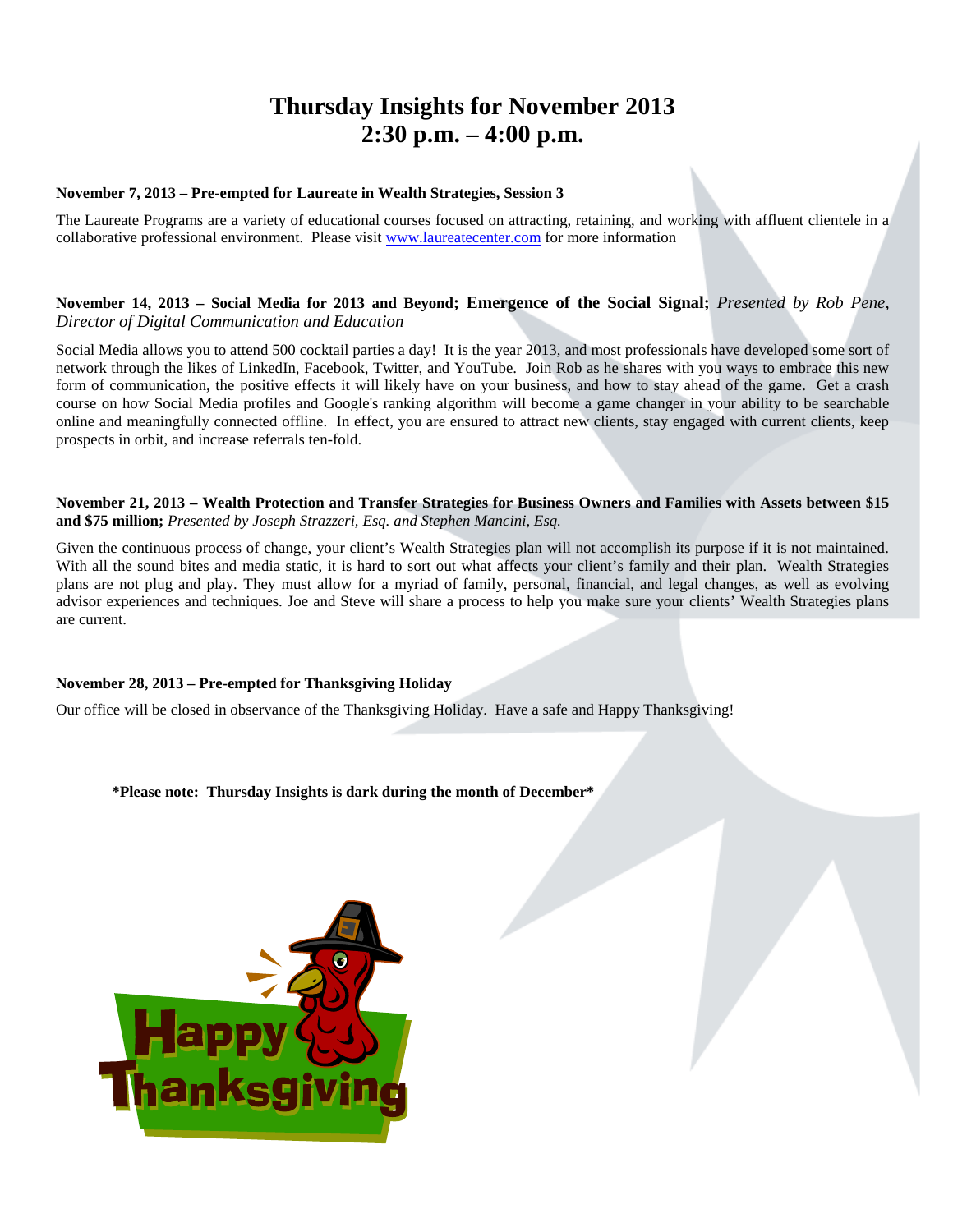# Thursday Insights for November 2013
# 2:30 p.m. – 4:00 p.m.

**November 7, 2013 – Pre-empted for Laureate in Wealth Strategies, Session 3**

The Laureate Programs are a variety of educational courses focused on attracting, retaining, and working with affluent clientele in a collaborative professional environment. Please visit www.laureatecenter.com for more information

**November 14, 2013 – Social Media for 2013 and Beyond; Emergence of the Social Signal;** *Presented by Rob Pene, Director of Digital Communication and Education*

Social Media allows you to attend 500 cocktail parties a day! It is the year 2013, and most professionals have developed some sort of network through the likes of LinkedIn, Facebook, Twitter, and YouTube. Join Rob as he shares with you ways to embrace this new form of communication, the positive effects it will likely have on your business, and how to stay ahead of the game. Get a crash course on how Social Media profiles and Google's ranking algorithm will become a game changer in your ability to be searchable online and meaningfully connected offline. In effect, you are ensured to attract new clients, stay engaged with current clients, keep prospects in orbit, and increase referrals ten-fold.

**November 21, 2013 – Wealth Protection and Transfer Strategies for Business Owners and Families with Assets between $15 and $75 million;** *Presented by Joseph Strazzeri, Esq. and Stephen Mancini, Esq.*

Given the continuous process of change, your client's Wealth Strategies plan will not accomplish its purpose if it is not maintained. With all the sound bites and media static, it is hard to sort out what affects your client's family and their plan. Wealth Strategies plans are not plug and play. They must allow for a myriad of family, personal, financial, and legal changes, as well as evolving advisor experiences and techniques. Joe and Steve will share a process to help you make sure your clients' Wealth Strategies plans are current.

**November 28, 2013 – Pre-empted for Thanksgiving Holiday**

Our office will be closed in observance of the Thanksgiving Holiday. Have a safe and Happy Thanksgiving!

**\*Please note: Thursday Insights is dark during the month of December\***

Happy Thanksgiving